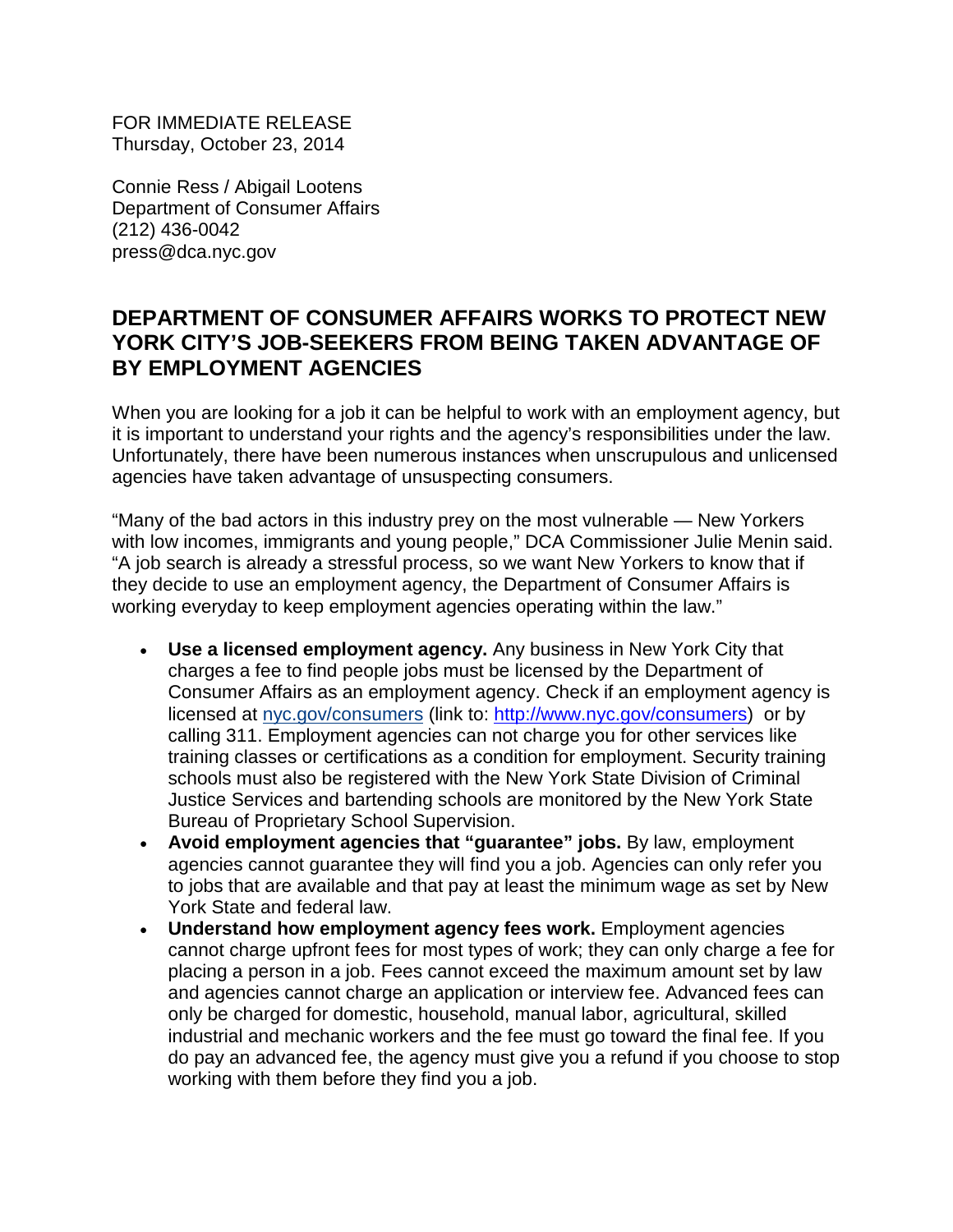FOR IMMEDIATE RELEASE
Thursday, October 23, 2014

Connie Ress / Abigail Lootens
Department of Consumer Affairs
(212) 436-0042
press@dca.nyc.gov

## DEPARTMENT OF CONSUMER AFFAIRS WORKS TO PROTECT NEW YORK CITY'S JOB-SEEKERS FROM BEING TAKEN ADVANTAGE OF BY EMPLOYMENT AGENCIES

When you are looking for a job it can be helpful to work with an employment agency, but it is important to understand your rights and the agency's responsibilities under the law. Unfortunately, there have been numerous instances when unscrupulous and unlicensed agencies have taken advantage of unsuspecting consumers.

"Many of the bad actors in this industry prey on the most vulnerable — New Yorkers with low incomes, immigrants and young people," DCA Commissioner Julie Menin said. "A job search is already a stressful process, so we want New Yorkers to know that if they decide to use an employment agency, the Department of Consumer Affairs is working everyday to keep employment agencies operating within the law."

- **Use a licensed employment agency.** Any business in New York City that charges a fee to find people jobs must be licensed by the Department of Consumer Affairs as an employment agency. Check if an employment agency is licensed at [nyc.gov/consumers](http://www.nyc.gov/consumers) (link to: [http://www.nyc.gov/consumers](http://www.nyc.gov/consumers)) or by calling 311. Employment agencies can not charge you for other services like training classes or certifications as a condition for employment. Security training schools must also be registered with the New York State Division of Criminal Justice Services and bartending schools are monitored by the New York State Bureau of Proprietary School Supervision.
- **Avoid employment agencies that "guarantee" jobs.** By law, employment agencies cannot guarantee they will find you a job. Agencies can only refer you to jobs that are available and that pay at least the minimum wage as set by New York State and federal law.
- **Understand how employment agency fees work.** Employment agencies cannot charge upfront fees for most types of work; they can only charge a fee for placing a person in a job. Fees cannot exceed the maximum amount set by law and agencies cannot charge an application or interview fee. Advanced fees can only be charged for domestic, household, manual labor, agricultural, skilled industrial and mechanic workers and the fee must go toward the final fee. If you do pay an advanced fee, the agency must give you a refund if you choose to stop working with them before they find you a job.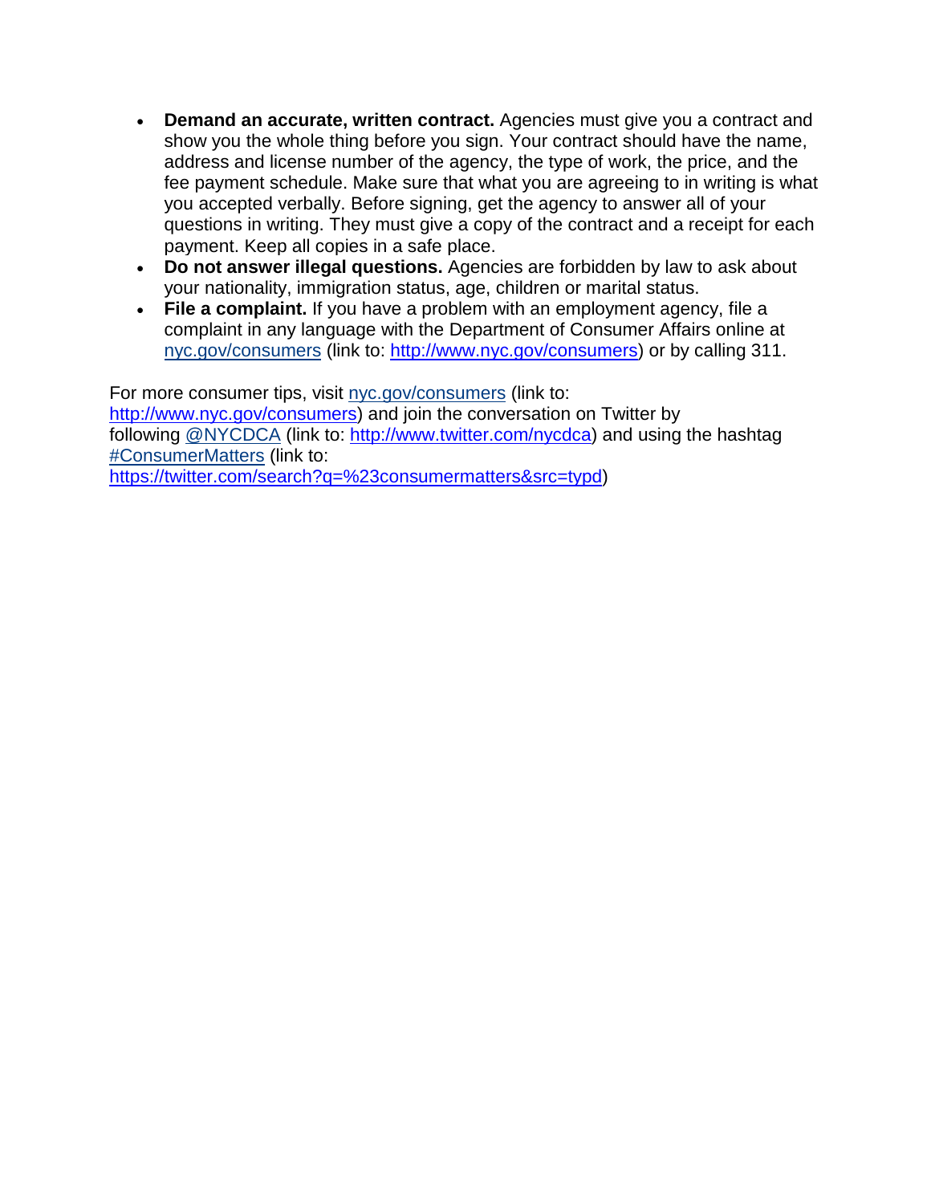- **Demand an accurate, written contract.** Agencies must give you a contract and show you the whole thing before you sign. Your contract should have the name, address and license number of the agency, the type of work, the price, and the fee payment schedule. Make sure that what you are agreeing to in writing is what you accepted verbally. Before signing, get the agency to answer all of your questions in writing. They must give a copy of the contract and a receipt for each payment. Keep all copies in a safe place.
- **Do not answer illegal questions.** Agencies are forbidden by law to ask about your nationality, immigration status, age, children or marital status.
- **File a complaint.** If you have a problem with an employment agency, file a complaint in any language with the Department of Consumer Affairs online at nyc.gov/consumers (link to: http://www.nyc.gov/consumers) or by calling 311.

For more consumer tips, visit nyc.gov/consumers (link to: http://www.nyc.gov/consumers) and join the conversation on Twitter by following @NYCDCA (link to: http://www.twitter.com/nycdca) and using the hashtag #ConsumerMatters (link to: https://twitter.com/search?q=%23consumermatters&src=typd)